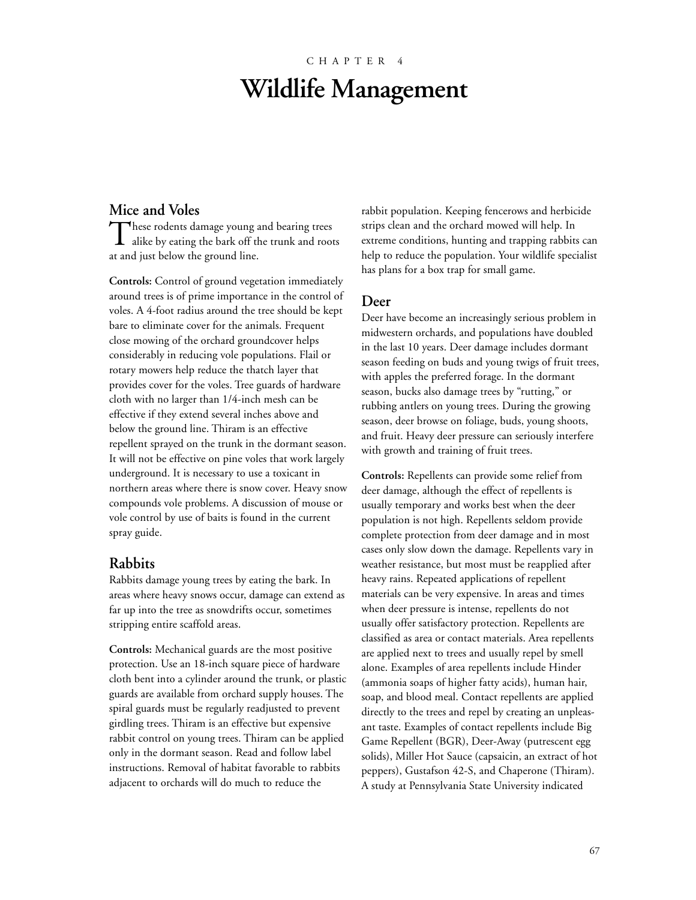CHAPTER 4

# Wildlife Management

## Mice and Voles

These rodents damage young and bearing trees alike by eating the bark off the trunk and roots at and just below the ground line.

**Controls:** Control of ground vegetation immediately around trees is of prime importance in the control of voles. A 4-foot radius around the tree should be kept bare to eliminate cover for the animals. Frequent close mowing of the orchard groundcover helps considerably in reducing vole populations. Flail or rotary mowers help reduce the thatch layer that provides cover for the voles. Tree guards of hardware cloth with no larger than 1/4-inch mesh can be effective if they extend several inches above and below the ground line. Thiram is an effective repellent sprayed on the trunk in the dormant season. It will not be effective on pine voles that work largely underground. It is necessary to use a toxicant in northern areas where there is snow cover. Heavy snow compounds vole problems. A discussion of mouse or vole control by use of baits is found in the current spray guide.

## Rabbits

Rabbits damage young trees by eating the bark. In areas where heavy snows occur, damage can extend as far up into the tree as snowdrifts occur, sometimes stripping entire scaffold areas.

**Controls:** Mechanical guards are the most positive protection. Use an 18-inch square piece of hardware cloth bent into a cylinder around the trunk, or plastic guards are available from orchard supply houses. The spiral guards must be regularly readjusted to prevent girdling trees. Thiram is an effective but expensive rabbit control on young trees. Thiram can be applied only in the dormant season. Read and follow label instructions. Removal of habitat favorable to rabbits adjacent to orchards will do much to reduce the rabbit population. Keeping fencerows and herbicide strips clean and the orchard mowed will help. In extreme conditions, hunting and trapping rabbits can help to reduce the population. Your wildlife specialist has plans for a box trap for small game.

## Deer

Deer have become an increasingly serious problem in midwestern orchards, and populations have doubled in the last 10 years. Deer damage includes dormant season feeding on buds and young twigs of fruit trees, with apples the preferred forage. In the dormant season, bucks also damage trees by "rutting," or rubbing antlers on young trees. During the growing season, deer browse on foliage, buds, young shoots, and fruit. Heavy deer pressure can seriously interfere with growth and training of fruit trees.

**Controls:** Repellents can provide some relief from deer damage, although the effect of repellents is usually temporary and works best when the deer population is not high. Repellents seldom provide complete protection from deer damage and in most cases only slow down the damage. Repellents vary in weather resistance, but most must be reapplied after heavy rains. Repeated applications of repellent materials can be very expensive. In areas and times when deer pressure is intense, repellents do not usually offer satisfactory protection. Repellents are classified as area or contact materials. Area repellents are applied next to trees and usually repel by smell alone. Examples of area repellents include Hinder (ammonia soaps of higher fatty acids), human hair, soap, and blood meal. Contact repellents are applied directly to the trees and repel by creating an unpleasant taste. Examples of contact repellents include Big Game Repellent (BGR), Deer-Away (putrescent egg solids), Miller Hot Sauce (capsaicin, an extract of hot peppers), Gustafson 42-S, and Chaperone (Thiram). A study at Pennsylvania State University indicated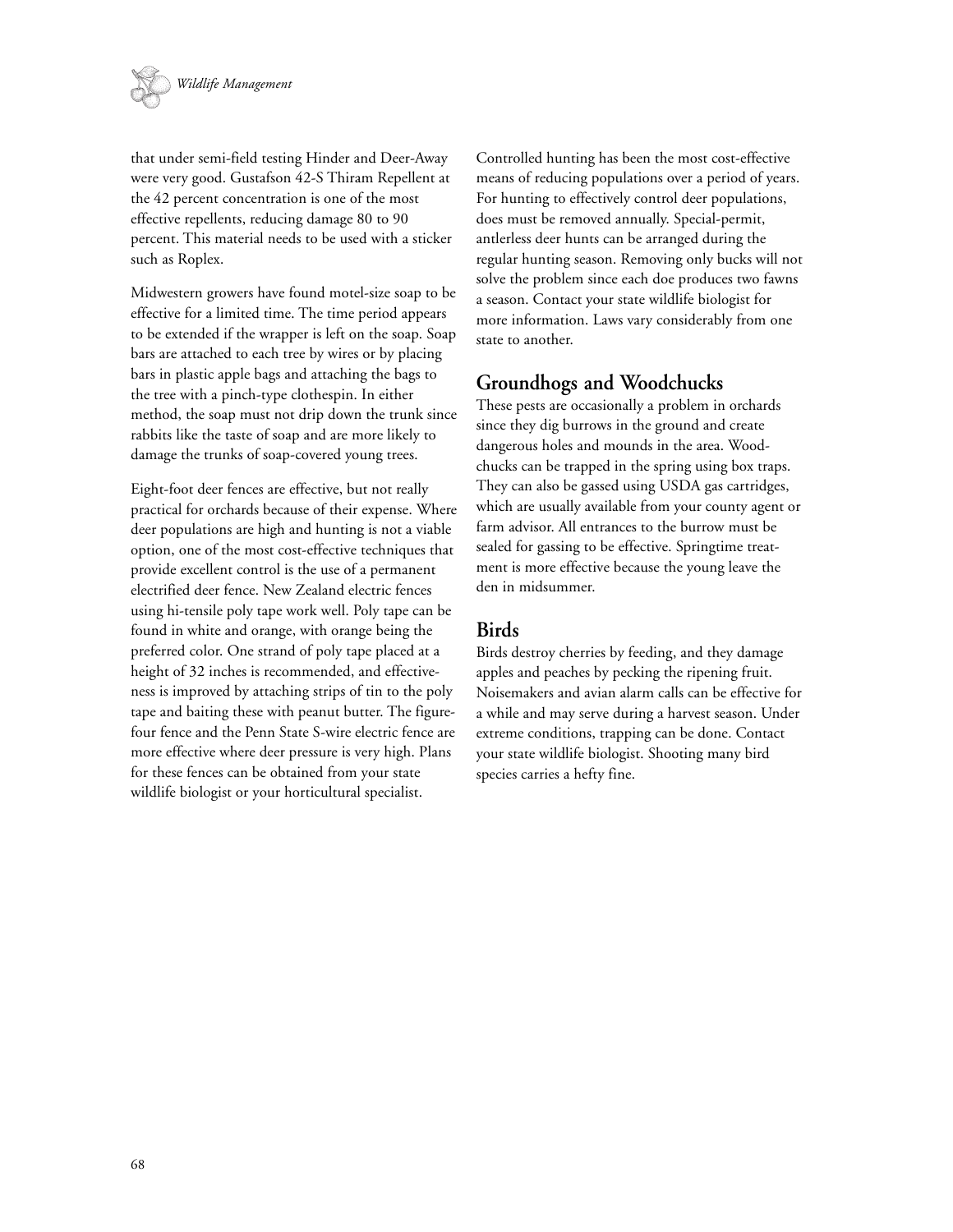that under semi-field testing Hinder and Deer-Away were very good. Gustafson 42-S Thiram Repellent at the 42 percent concentration is one of the most effective repellents, reducing damage 80 to 90 percent. This material needs to be used with a sticker such as Roplex.

Midwestern growers have found motel-size soap to be effective for a limited time. The time period appears to be extended if the wrapper is left on the soap. Soap bars are attached to each tree by wires or by placing bars in plastic apple bags and attaching the bags to the tree with a pinch-type clothespin. In either method, the soap must not drip down the trunk since rabbits like the taste of soap and are more likely to damage the trunks of soap-covered young trees.

Eight-foot deer fences are effective, but not really practical for orchards because of their expense. Where deer populations are high and hunting is not a viable option, one of the most cost-effective techniques that provide excellent control is the use of a permanent electrified deer fence. New Zealand electric fences using hi-tensile poly tape work well. Poly tape can be found in white and orange, with orange being the preferred color. One strand of poly tape placed at a height of 32 inches is recommended, and effectiveness is improved by attaching strips of tin to the poly tape and baiting these with peanut butter. The figure-four fence and the Penn State S-wire electric fence are more effective where deer pressure is very high. Plans for these fences can be obtained from your state wildlife biologist or your horticultural specialist.

Controlled hunting has been the most cost-effective means of reducing populations over a period of years. For hunting to effectively control deer populations, does must be removed annually. Special-permit, antlerless deer hunts can be arranged during the regular hunting season. Removing only bucks will not solve the problem since each doe produces two fawns a season. Contact your state wildlife biologist for more information. Laws vary considerably from one state to another.

## Groundhogs and Woodchucks

These pests are occasionally a problem in orchards since they dig burrows in the ground and create dangerous holes and mounds in the area. Woodchucks can be trapped in the spring using box traps. They can also be gassed using USDA gas cartridges, which are usually available from your county agent or farm advisor. All entrances to the burrow must be sealed for gassing to be effective. Springtime treatment is more effective because the young leave the den in midsummer.

## Birds

Birds destroy cherries by feeding, and they damage apples and peaches by pecking the ripening fruit. Noisemakers and avian alarm calls can be effective for a while and may serve during a harvest season. Under extreme conditions, trapping can be done. Contact your state wildlife biologist. Shooting many bird species carries a hefty fine.